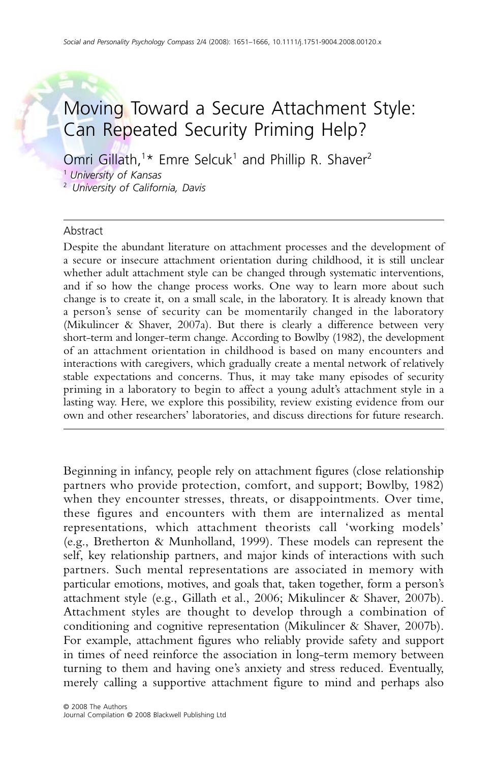# Moving Toward a Secure Attachment Style: Can Repeated Security Priming Help?

Omri Gillath,[1]* Emre Selcuk[1] and Phillip R. Shaver[2]

[1] *University of Kansas*
[2] *University of California, Davis*

## Abstract

Despite the abundant literature on attachment processes and the development of a secure or insecure attachment orientation during childhood, it is still unclear whether adult attachment style can be changed through systematic interventions, and if so how the change process works. One way to learn more about such change is to create it, on a small scale, in the laboratory. It is already known that a person's sense of security can be momentarily changed in the laboratory (Mikulincer & Shaver, 2007a). But there is clearly a difference between very short-term and longer-term change. According to Bowlby (1982), the development of an attachment orientation in childhood is based on many encounters and interactions with caregivers, which gradually create a mental network of relatively stable expectations and concerns. Thus, it may take many episodes of security priming in a laboratory to begin to affect a young adult's attachment style in a lasting way. Here, we explore this possibility, review existing evidence from our own and other researchers' laboratories, and discuss directions for future research.

---

Beginning in infancy, people rely on attachment figures (close relationship partners who provide protection, comfort, and support; Bowlby, 1982) when they encounter stresses, threats, or disappointments. Over time, these figures and encounters with them are internalized as mental representations, which attachment theorists call 'working models' (e.g., Bretherton & Munholland, 1999). These models can represent the self, key relationship partners, and major kinds of interactions with such partners. Such mental representations are associated in memory with particular emotions, motives, and goals that, taken together, form a person's attachment style (e.g., Gillath et al., 2006; Mikulincer & Shaver, 2007b). Attachment styles are thought to develop through a combination of conditioning and cognitive representation (Mikulincer & Shaver, 2007b). For example, attachment figures who reliably provide safety and support in times of need reinforce the association in long-term memory between turning to them and having one's anxiety and stress reduced. Eventually, merely calling a supportive attachment figure to mind and perhaps also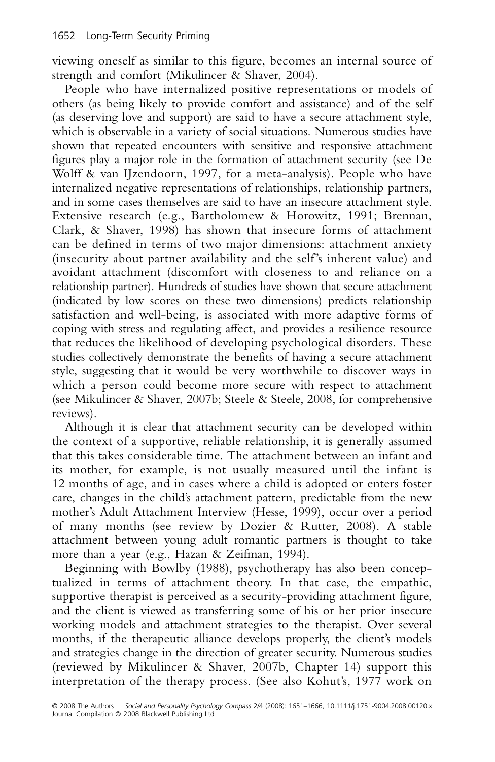viewing oneself as similar to this figure, becomes an internal source of strength and comfort (Mikulincer & Shaver, 2004).

People who have internalized positive representations or models of others (as being likely to provide comfort and assistance) and of the self (as deserving love and support) are said to have a secure attachment style, which is observable in a variety of social situations. Numerous studies have shown that repeated encounters with sensitive and responsive attachment figures play a major role in the formation of attachment security (see De Wolff & van IJzendoorn, 1997, for a meta-analysis). People who have internalized negative representations of relationships, relationship partners, and in some cases themselves are said to have an insecure attachment style. Extensive research (e.g., Bartholomew & Horowitz, 1991; Brennan, Clark, & Shaver, 1998) has shown that insecure forms of attachment can be defined in terms of two major dimensions: attachment anxiety (insecurity about partner availability and the self's inherent value) and avoidant attachment (discomfort with closeness to and reliance on a relationship partner). Hundreds of studies have shown that secure attachment (indicated by low scores on these two dimensions) predicts relationship satisfaction and well-being, is associated with more adaptive forms of coping with stress and regulating affect, and provides a resilience resource that reduces the likelihood of developing psychological disorders. These studies collectively demonstrate the benefits of having a secure attachment style, suggesting that it would be very worthwhile to discover ways in which a person could become more secure with respect to attachment (see Mikulincer & Shaver, 2007b; Steele & Steele, 2008, for comprehensive reviews).

Although it is clear that attachment security can be developed within the context of a supportive, reliable relationship, it is generally assumed that this takes considerable time. The attachment between an infant and its mother, for example, is not usually measured until the infant is 12 months of age, and in cases where a child is adopted or enters foster care, changes in the child's attachment pattern, predictable from the new mother's Adult Attachment Interview (Hesse, 1999), occur over a period of many months (see review by Dozier & Rutter, 2008). A stable attachment between young adult romantic partners is thought to take more than a year (e.g., Hazan & Zeifman, 1994).

Beginning with Bowlby (1988), psychotherapy has also been conceptualized in terms of attachment theory. In that case, the empathic, supportive therapist is perceived as a security-providing attachment figure, and the client is viewed as transferring some of his or her prior insecure working models and attachment strategies to the therapist. Over several months, if the therapeutic alliance develops properly, the client's models and strategies change in the direction of greater security. Numerous studies (reviewed by Mikulincer & Shaver, 2007b, Chapter 14) support this interpretation of the therapy process. (See also Kohut's, 1977 work on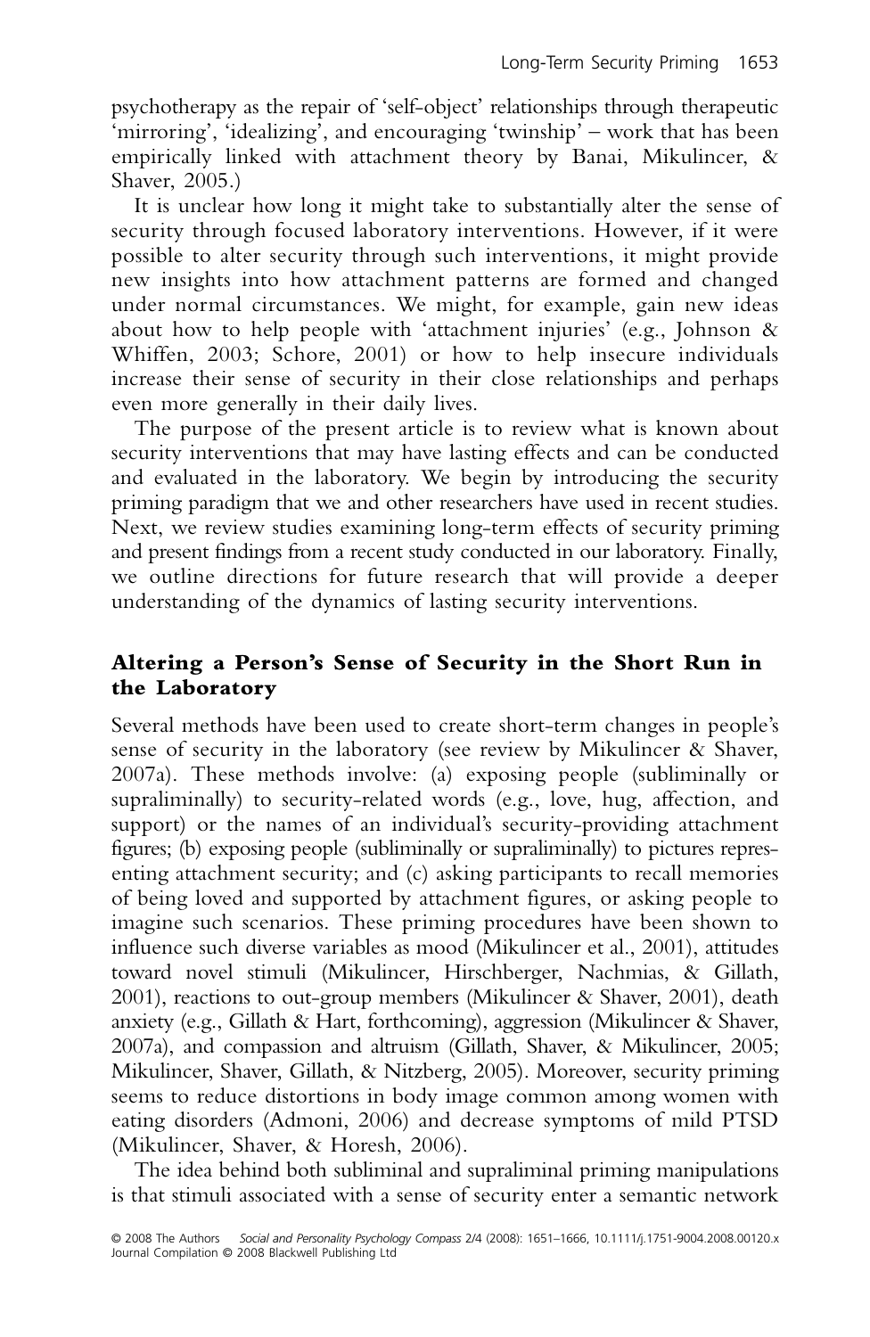psychotherapy as the repair of 'self-object' relationships through therapeutic 'mirroring', 'idealizing', and encouraging 'twinship' – work that has been empirically linked with attachment theory by Banai, Mikulincer, & Shaver, 2005.)

It is unclear how long it might take to substantially alter the sense of security through focused laboratory interventions. However, if it were possible to alter security through such interventions, it might provide new insights into how attachment patterns are formed and changed under normal circumstances. We might, for example, gain new ideas about how to help people with 'attachment injuries' (e.g., Johnson & Whiffen, 2003; Schore, 2001) or how to help insecure individuals increase their sense of security in their close relationships and perhaps even more generally in their daily lives.

The purpose of the present article is to review what is known about security interventions that may have lasting effects and can be conducted and evaluated in the laboratory. We begin by introducing the security priming paradigm that we and other researchers have used in recent studies. Next, we review studies examining long-term effects of security priming and present findings from a recent study conducted in our laboratory. Finally, we outline directions for future research that will provide a deeper understanding of the dynamics of lasting security interventions.

## Altering a Person's Sense of Security in the Short Run in the Laboratory

Several methods have been used to create short-term changes in people's sense of security in the laboratory (see review by Mikulincer & Shaver, 2007a). These methods involve: (a) exposing people (subliminally or supraliminally) to security-related words (e.g., love, hug, affection, and support) or the names of an individual's security-providing attachment figures; (b) exposing people (subliminally or supraliminally) to pictures representing attachment security; and (c) asking participants to recall memories of being loved and supported by attachment figures, or asking people to imagine such scenarios. These priming procedures have been shown to influence such diverse variables as mood (Mikulincer et al., 2001), attitudes toward novel stimuli (Mikulincer, Hirschberger, Nachmias, & Gillath, 2001), reactions to out-group members (Mikulincer & Shaver, 2001), death anxiety (e.g., Gillath & Hart, forthcoming), aggression (Mikulincer & Shaver, 2007a), and compassion and altruism (Gillath, Shaver, & Mikulincer, 2005; Mikulincer, Shaver, Gillath, & Nitzberg, 2005). Moreover, security priming seems to reduce distortions in body image common among women with eating disorders (Admoni, 2006) and decrease symptoms of mild PTSD (Mikulincer, Shaver, & Horesh, 2006).

The idea behind both subliminal and supraliminal priming manipulations is that stimuli associated with a sense of security enter a semantic network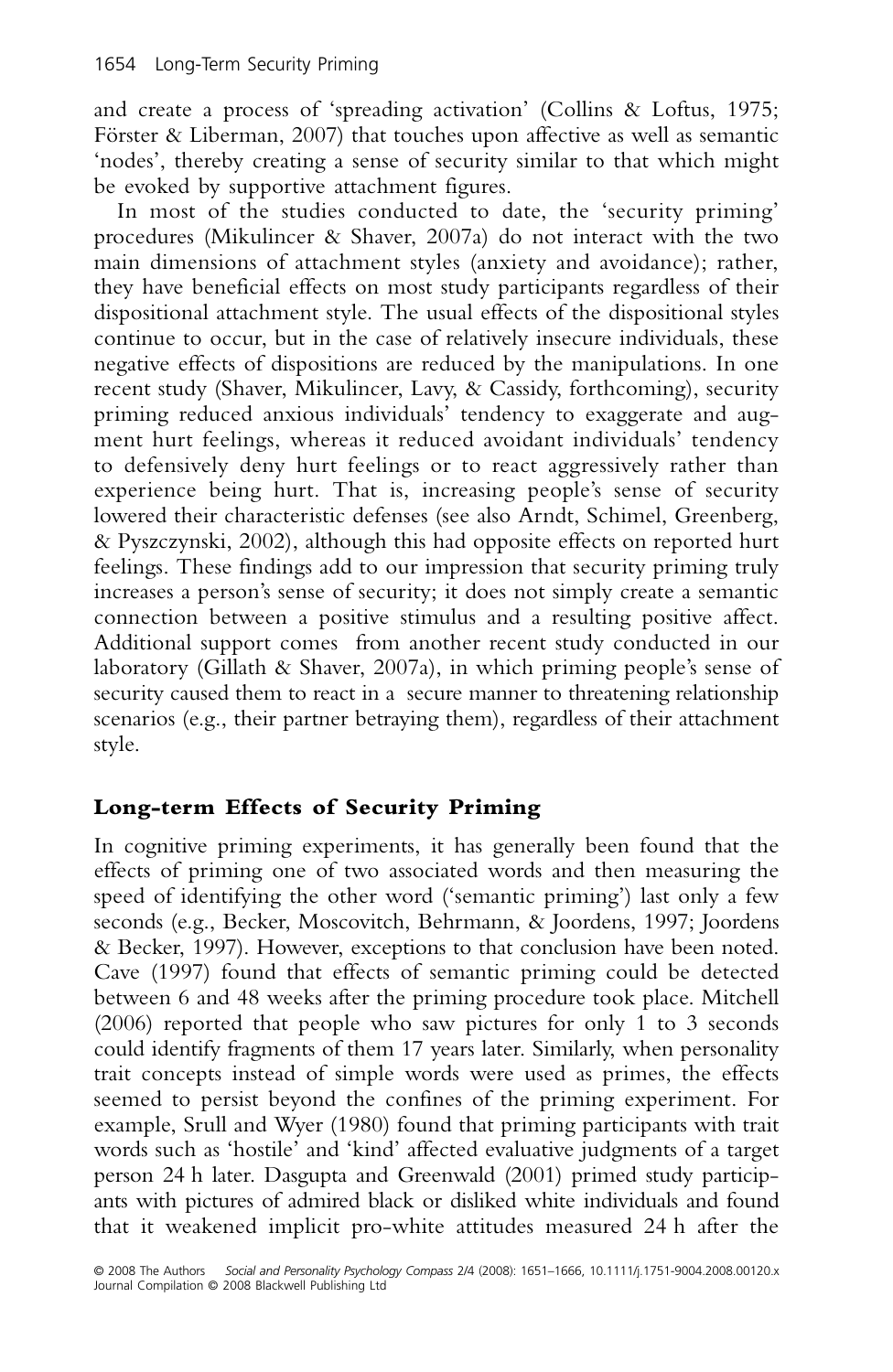and create a process of 'spreading activation' (Collins & Loftus, 1975; Förster & Liberman, 2007) that touches upon affective as well as semantic 'nodes', thereby creating a sense of security similar to that which might be evoked by supportive attachment figures.

In most of the studies conducted to date, the 'security priming' procedures (Mikulincer & Shaver, 2007a) do not interact with the two main dimensions of attachment styles (anxiety and avoidance); rather, they have beneficial effects on most study participants regardless of their dispositional attachment style. The usual effects of the dispositional styles continue to occur, but in the case of relatively insecure individuals, these negative effects of dispositions are reduced by the manipulations. In one recent study (Shaver, Mikulincer, Lavy, & Cassidy, forthcoming), security priming reduced anxious individuals' tendency to exaggerate and augment hurt feelings, whereas it reduced avoidant individuals' tendency to defensively deny hurt feelings or to react aggressively rather than experience being hurt. That is, increasing people's sense of security lowered their characteristic defenses (see also Arndt, Schimel, Greenberg, & Pyszczynski, 2002), although this had opposite effects on reported hurt feelings. These findings add to our impression that security priming truly increases a person's sense of security; it does not simply create a semantic connection between a positive stimulus and a resulting positive affect. Additional support comes from another recent study conducted in our laboratory (Gillath & Shaver, 2007a), in which priming people's sense of security caused them to react in a secure manner to threatening relationship scenarios (e.g., their partner betraying them), regardless of their attachment style.

## Long-term Effects of Security Priming

In cognitive priming experiments, it has generally been found that the effects of priming one of two associated words and then measuring the speed of identifying the other word ('semantic priming') last only a few seconds (e.g., Becker, Moscovitch, Behrmann, & Joordens, 1997; Joordens & Becker, 1997). However, exceptions to that conclusion have been noted. Cave (1997) found that effects of semantic priming could be detected between 6 and 48 weeks after the priming procedure took place. Mitchell (2006) reported that people who saw pictures for only 1 to 3 seconds could identify fragments of them 17 years later. Similarly, when personality trait concepts instead of simple words were used as primes, the effects seemed to persist beyond the confines of the priming experiment. For example, Srull and Wyer (1980) found that priming participants with trait words such as 'hostile' and 'kind' affected evaluative judgments of a target person 24 h later. Dasgupta and Greenwald (2001) primed study participants with pictures of admired black or disliked white individuals and found that it weakened implicit pro-white attitudes measured 24 h after the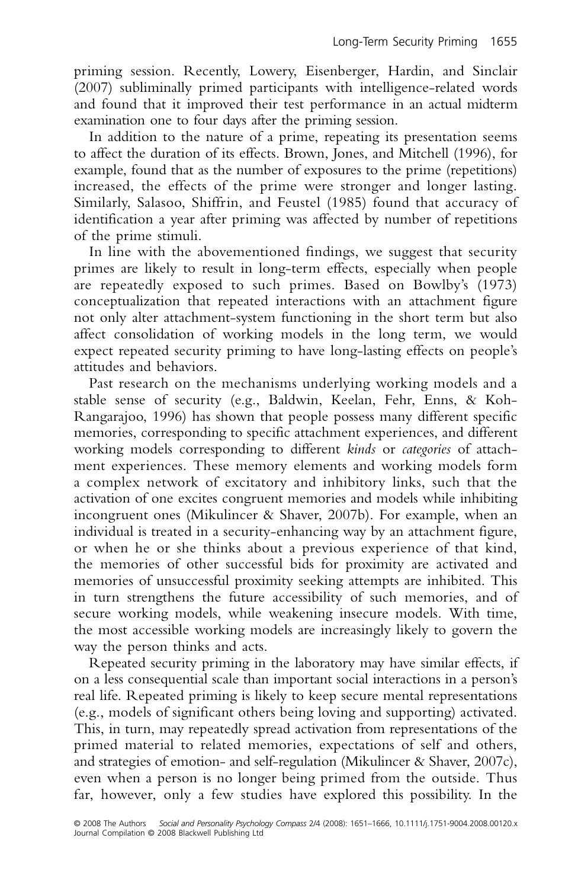priming session. Recently, Lowery, Eisenberger, Hardin, and Sinclair (2007) subliminally primed participants with intelligence-related words and found that it improved their test performance in an actual midterm examination one to four days after the priming session.

In addition to the nature of a prime, repeating its presentation seems to affect the duration of its effects. Brown, Jones, and Mitchell (1996), for example, found that as the number of exposures to the prime (repetitions) increased, the effects of the prime were stronger and longer lasting. Similarly, Salasoo, Shiffrin, and Feustel (1985) found that accuracy of identification a year after priming was affected by number of repetitions of the prime stimuli.

In line with the abovementioned findings, we suggest that security primes are likely to result in long-term effects, especially when people are repeatedly exposed to such primes. Based on Bowlby's (1973) conceptualization that repeated interactions with an attachment figure not only alter attachment-system functioning in the short term but also affect consolidation of working models in the long term, we would expect repeated security priming to have long-lasting effects on people's attitudes and behaviors.

Past research on the mechanisms underlying working models and a stable sense of security (e.g., Baldwin, Keelan, Fehr, Enns, & Koh-Rangarajoo, 1996) has shown that people possess many different specific memories, corresponding to specific attachment experiences, and different working models corresponding to different *kinds* or *categories* of attachment experiences. These memory elements and working models form a complex network of excitatory and inhibitory links, such that the activation of one excites congruent memories and models while inhibiting incongruent ones (Mikulincer & Shaver, 2007b). For example, when an individual is treated in a security-enhancing way by an attachment figure, or when he or she thinks about a previous experience of that kind, the memories of other successful bids for proximity are activated and memories of unsuccessful proximity seeking attempts are inhibited. This in turn strengthens the future accessibility of such memories, and of secure working models, while weakening insecure models. With time, the most accessible working models are increasingly likely to govern the way the person thinks and acts.

Repeated security priming in the laboratory may have similar effects, if on a less consequential scale than important social interactions in a person's real life. Repeated priming is likely to keep secure mental representations (e.g., models of significant others being loving and supporting) activated. This, in turn, may repeatedly spread activation from representations of the primed material to related memories, expectations of self and others, and strategies of emotion- and self-regulation (Mikulincer & Shaver, 2007c), even when a person is no longer being primed from the outside. Thus far, however, only a few studies have explored this possibility. In the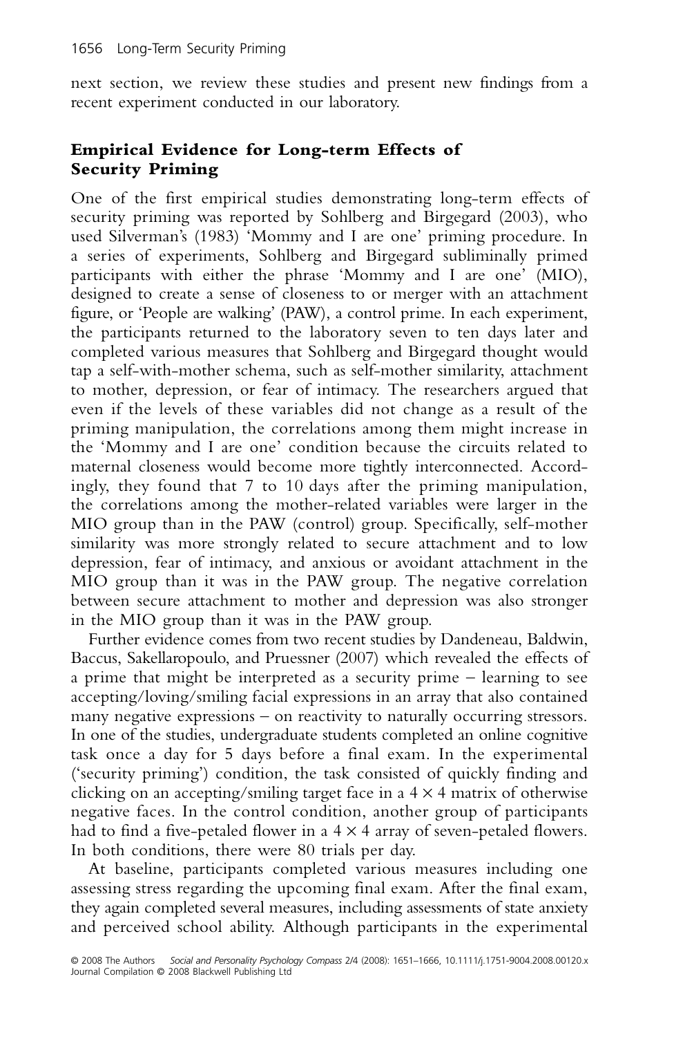next section, we review these studies and present new findings from a recent experiment conducted in our laboratory.

## Empirical Evidence for Long-term Effects of Security Priming

One of the first empirical studies demonstrating long-term effects of security priming was reported by Sohlberg and Birgegard (2003), who used Silverman's (1983) 'Mommy and I are one' priming procedure. In a series of experiments, Sohlberg and Birgegard subliminally primed participants with either the phrase 'Mommy and I are one' (MIO), designed to create a sense of closeness to or merger with an attachment figure, or 'People are walking' (PAW), a control prime. In each experiment, the participants returned to the laboratory seven to ten days later and completed various measures that Sohlberg and Birgegard thought would tap a self-with-mother schema, such as self-mother similarity, attachment to mother, depression, or fear of intimacy. The researchers argued that even if the levels of these variables did not change as a result of the priming manipulation, the correlations among them might increase in the 'Mommy and I are one' condition because the circuits related to maternal closeness would become more tightly interconnected. Accordingly, they found that 7 to 10 days after the priming manipulation, the correlations among the mother-related variables were larger in the MIO group than in the PAW (control) group. Specifically, self-mother similarity was more strongly related to secure attachment and to low depression, fear of intimacy, and anxious or avoidant attachment in the MIO group than it was in the PAW group. The negative correlation between secure attachment to mother and depression was also stronger in the MIO group than it was in the PAW group.

Further evidence comes from two recent studies by Dandeneau, Baldwin, Baccus, Sakellaropoulo, and Pruessner (2007) which revealed the effects of a prime that might be interpreted as a security prime – learning to see accepting/loving/smiling facial expressions in an array that also contained many negative expressions – on reactivity to naturally occurring stressors. In one of the studies, undergraduate students completed an online cognitive task once a day for 5 days before a final exam. In the experimental ('security priming') condition, the task consisted of quickly finding and clicking on an accepting/smiling target face in a $4 \times 4$ matrix of otherwise negative faces. In the control condition, another group of participants had to find a five-petaled flower in a $4 \times 4$ array of seven-petaled flowers. In both conditions, there were 80 trials per day.

At baseline, participants completed various measures including one assessing stress regarding the upcoming final exam. After the final exam, they again completed several measures, including assessments of state anxiety and perceived school ability. Although participants in the experimental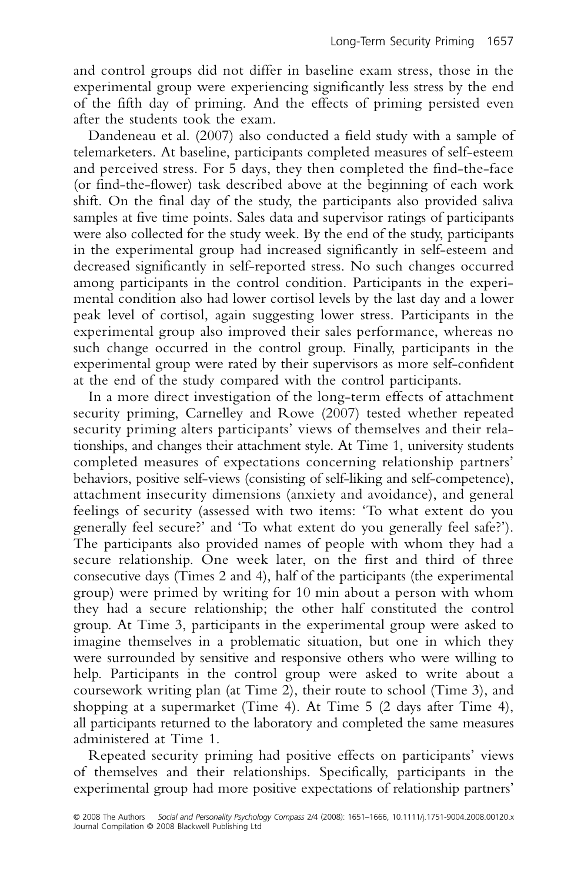and control groups did not differ in baseline exam stress, those in the experimental group were experiencing significantly less stress by the end of the fifth day of priming. And the effects of priming persisted even after the students took the exam.

Dandeneau et al. (2007) also conducted a field study with a sample of telemarketers. At baseline, participants completed measures of self-esteem and perceived stress. For 5 days, they then completed the find-the-face (or find-the-flower) task described above at the beginning of each work shift. On the final day of the study, the participants also provided saliva samples at five time points. Sales data and supervisor ratings of participants were also collected for the study week. By the end of the study, participants in the experimental group had increased significantly in self-esteem and decreased significantly in self-reported stress. No such changes occurred among participants in the control condition. Participants in the experimental condition also had lower cortisol levels by the last day and a lower peak level of cortisol, again suggesting lower stress. Participants in the experimental group also improved their sales performance, whereas no such change occurred in the control group. Finally, participants in the experimental group were rated by their supervisors as more self-confident at the end of the study compared with the control participants.

In a more direct investigation of the long-term effects of attachment security priming, Carnelley and Rowe (2007) tested whether repeated security priming alters participants' views of themselves and their relationships, and changes their attachment style. At Time 1, university students completed measures of expectations concerning relationship partners' behaviors, positive self-views (consisting of self-liking and self-competence), attachment insecurity dimensions (anxiety and avoidance), and general feelings of security (assessed with two items: 'To what extent do you generally feel secure?' and 'To what extent do you generally feel safe?'). The participants also provided names of people with whom they had a secure relationship. One week later, on the first and third of three consecutive days (Times 2 and 4), half of the participants (the experimental group) were primed by writing for 10 min about a person with whom they had a secure relationship; the other half constituted the control group. At Time 3, participants in the experimental group were asked to imagine themselves in a problematic situation, but one in which they were surrounded by sensitive and responsive others who were willing to help. Participants in the control group were asked to write about a coursework writing plan (at Time 2), their route to school (Time 3), and shopping at a supermarket (Time 4). At Time 5 (2 days after Time 4), all participants returned to the laboratory and completed the same measures administered at Time 1.

Repeated security priming had positive effects on participants' views of themselves and their relationships. Specifically, participants in the experimental group had more positive expectations of relationship partners'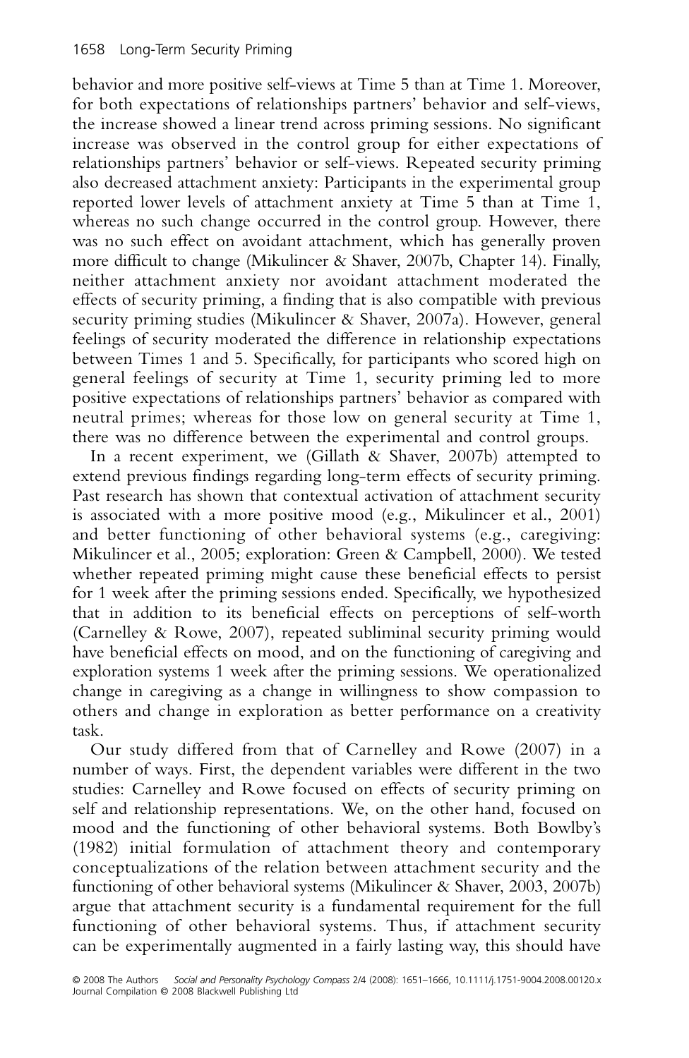behavior and more positive self-views at Time 5 than at Time 1. Moreover, for both expectations of relationships partners' behavior and self-views, the increase showed a linear trend across priming sessions. No significant increase was observed in the control group for either expectations of relationships partners' behavior or self-views. Repeated security priming also decreased attachment anxiety: Participants in the experimental group reported lower levels of attachment anxiety at Time 5 than at Time 1, whereas no such change occurred in the control group. However, there was no such effect on avoidant attachment, which has generally proven more difficult to change (Mikulincer & Shaver, 2007b, Chapter 14). Finally, neither attachment anxiety nor avoidant attachment moderated the effects of security priming, a finding that is also compatible with previous security priming studies (Mikulincer & Shaver, 2007a). However, general feelings of security moderated the difference in relationship expectations between Times 1 and 5. Specifically, for participants who scored high on general feelings of security at Time 1, security priming led to more positive expectations of relationships partners' behavior as compared with neutral primes; whereas for those low on general security at Time 1, there was no difference between the experimental and control groups.

In a recent experiment, we (Gillath & Shaver, 2007b) attempted to extend previous findings regarding long-term effects of security priming. Past research has shown that contextual activation of attachment security is associated with a more positive mood (e.g., Mikulincer et al., 2001) and better functioning of other behavioral systems (e.g., caregiving: Mikulincer et al., 2005; exploration: Green & Campbell, 2000). We tested whether repeated priming might cause these beneficial effects to persist for 1 week after the priming sessions ended. Specifically, we hypothesized that in addition to its beneficial effects on perceptions of self-worth (Carnelley & Rowe, 2007), repeated subliminal security priming would have beneficial effects on mood, and on the functioning of caregiving and exploration systems 1 week after the priming sessions. We operationalized change in caregiving as a change in willingness to show compassion to others and change in exploration as better performance on a creativity task.

Our study differed from that of Carnelley and Rowe (2007) in a number of ways. First, the dependent variables were different in the two studies: Carnelley and Rowe focused on effects of security priming on self and relationship representations. We, on the other hand, focused on mood and the functioning of other behavioral systems. Both Bowlby's (1982) initial formulation of attachment theory and contemporary conceptualizations of the relation between attachment security and the functioning of other behavioral systems (Mikulincer & Shaver, 2003, 2007b) argue that attachment security is a fundamental requirement for the full functioning of other behavioral systems. Thus, if attachment security can be experimentally augmented in a fairly lasting way, this should have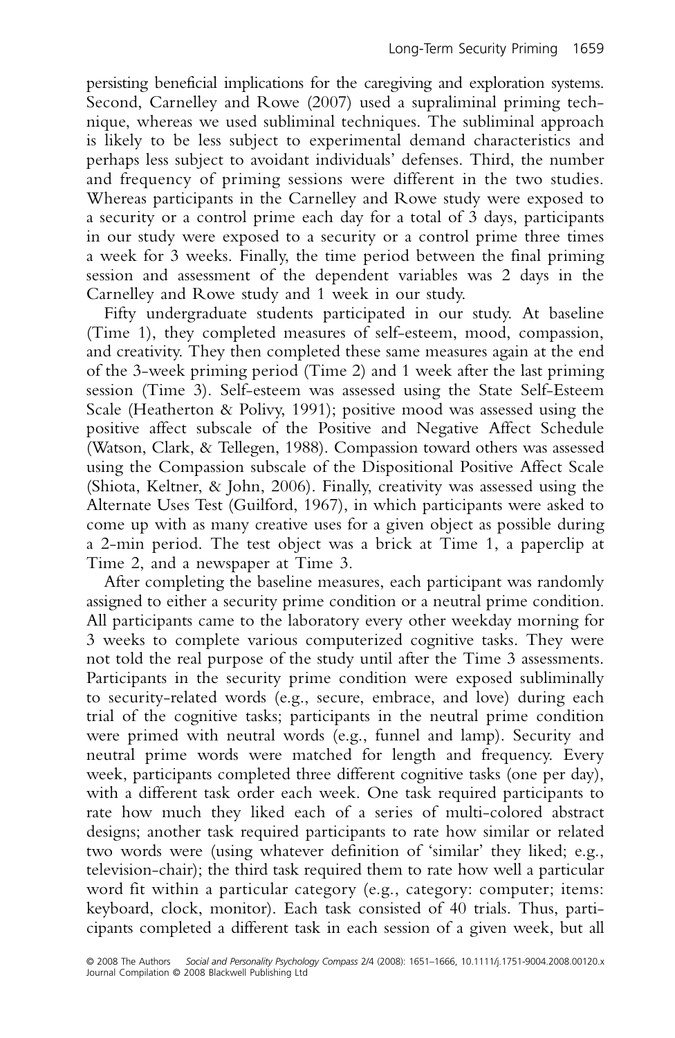persisting beneficial implications for the caregiving and exploration systems. Second, Carnelley and Rowe (2007) used a supraliminal priming technique, whereas we used subliminal techniques. The subliminal approach is likely to be less subject to experimental demand characteristics and perhaps less subject to avoidant individuals' defenses. Third, the number and frequency of priming sessions were different in the two studies. Whereas participants in the Carnelley and Rowe study were exposed to a security or a control prime each day for a total of 3 days, participants in our study were exposed to a security or a control prime three times a week for 3 weeks. Finally, the time period between the final priming session and assessment of the dependent variables was 2 days in the Carnelley and Rowe study and 1 week in our study.

Fifty undergraduate students participated in our study. At baseline (Time 1), they completed measures of self-esteem, mood, compassion, and creativity. They then completed these same measures again at the end of the 3-week priming period (Time 2) and 1 week after the last priming session (Time 3). Self-esteem was assessed using the State Self-Esteem Scale (Heatherton & Polivy, 1991); positive mood was assessed using the positive affect subscale of the Positive and Negative Affect Schedule (Watson, Clark, & Tellegen, 1988). Compassion toward others was assessed using the Compassion subscale of the Dispositional Positive Affect Scale (Shiota, Keltner, & John, 2006). Finally, creativity was assessed using the Alternate Uses Test (Guilford, 1967), in which participants were asked to come up with as many creative uses for a given object as possible during a 2-min period. The test object was a brick at Time 1, a paperclip at Time 2, and a newspaper at Time 3.

After completing the baseline measures, each participant was randomly assigned to either a security prime condition or a neutral prime condition. All participants came to the laboratory every other weekday morning for 3 weeks to complete various computerized cognitive tasks. They were not told the real purpose of the study until after the Time 3 assessments. Participants in the security prime condition were exposed subliminally to security-related words (e.g., secure, embrace, and love) during each trial of the cognitive tasks; participants in the neutral prime condition were primed with neutral words (e.g., funnel and lamp). Security and neutral prime words were matched for length and frequency. Every week, participants completed three different cognitive tasks (one per day), with a different task order each week. One task required participants to rate how much they liked each of a series of multi-colored abstract designs; another task required participants to rate how similar or related two words were (using whatever definition of 'similar' they liked; e.g., television-chair); the third task required them to rate how well a particular word fit within a particular category (e.g., category: computer; items: keyboard, clock, monitor). Each task consisted of 40 trials. Thus, participants completed a different task in each session of a given week, but all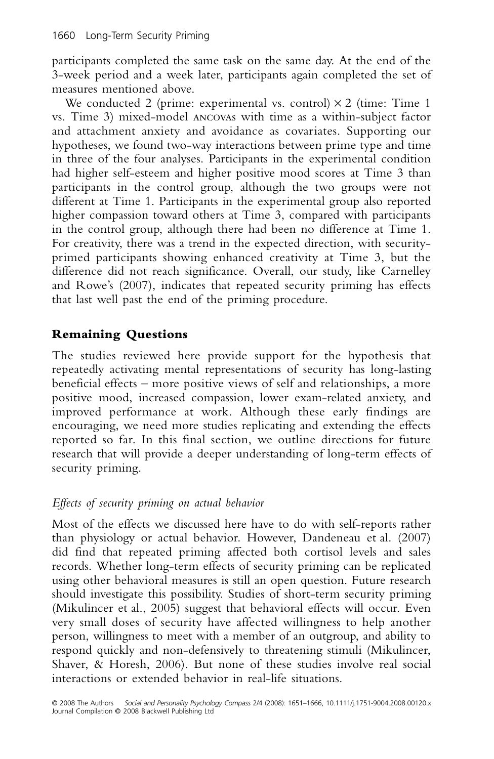participants completed the same task on the same day. At the end of the 3-week period and a week later, participants again completed the set of measures mentioned above.

We conducted 2 (prime: experimental vs. control) × 2 (time: Time 1 vs. Time 3) mixed-model ANCOVAs with time as a within-subject factor and attachment anxiety and avoidance as covariates. Supporting our hypotheses, we found two-way interactions between prime type and time in three of the four analyses. Participants in the experimental condition had higher self-esteem and higher positive mood scores at Time 3 than participants in the control group, although the two groups were not different at Time 1. Participants in the experimental group also reported higher compassion toward others at Time 3, compared with participants in the control group, although there had been no difference at Time 1. For creativity, there was a trend in the expected direction, with security-primed participants showing enhanced creativity at Time 3, but the difference did not reach significance. Overall, our study, like Carnelley and Rowe's (2007), indicates that repeated security priming has effects that last well past the end of the priming procedure.

## Remaining Questions

The studies reviewed here provide support for the hypothesis that repeatedly activating mental representations of security has long-lasting beneficial effects – more positive views of self and relationships, a more positive mood, increased compassion, lower exam-related anxiety, and improved performance at work. Although these early findings are encouraging, we need more studies replicating and extending the effects reported so far. In this final section, we outline directions for future research that will provide a deeper understanding of long-term effects of security priming.

### *Effects of security priming on actual behavior*

Most of the effects we discussed here have to do with self-reports rather than physiology or actual behavior. However, Dandeneau et al. (2007) did find that repeated priming affected both cortisol levels and sales records. Whether long-term effects of security priming can be replicated using other behavioral measures is still an open question. Future research should investigate this possibility. Studies of short-term security priming (Mikulincer et al., 2005) suggest that behavioral effects will occur. Even very small doses of security have affected willingness to help another person, willingness to meet with a member of an outgroup, and ability to respond quickly and non-defensively to threatening stimuli (Mikulincer, Shaver, & Horesh, 2006). But none of these studies involve real social interactions or extended behavior in real-life situations.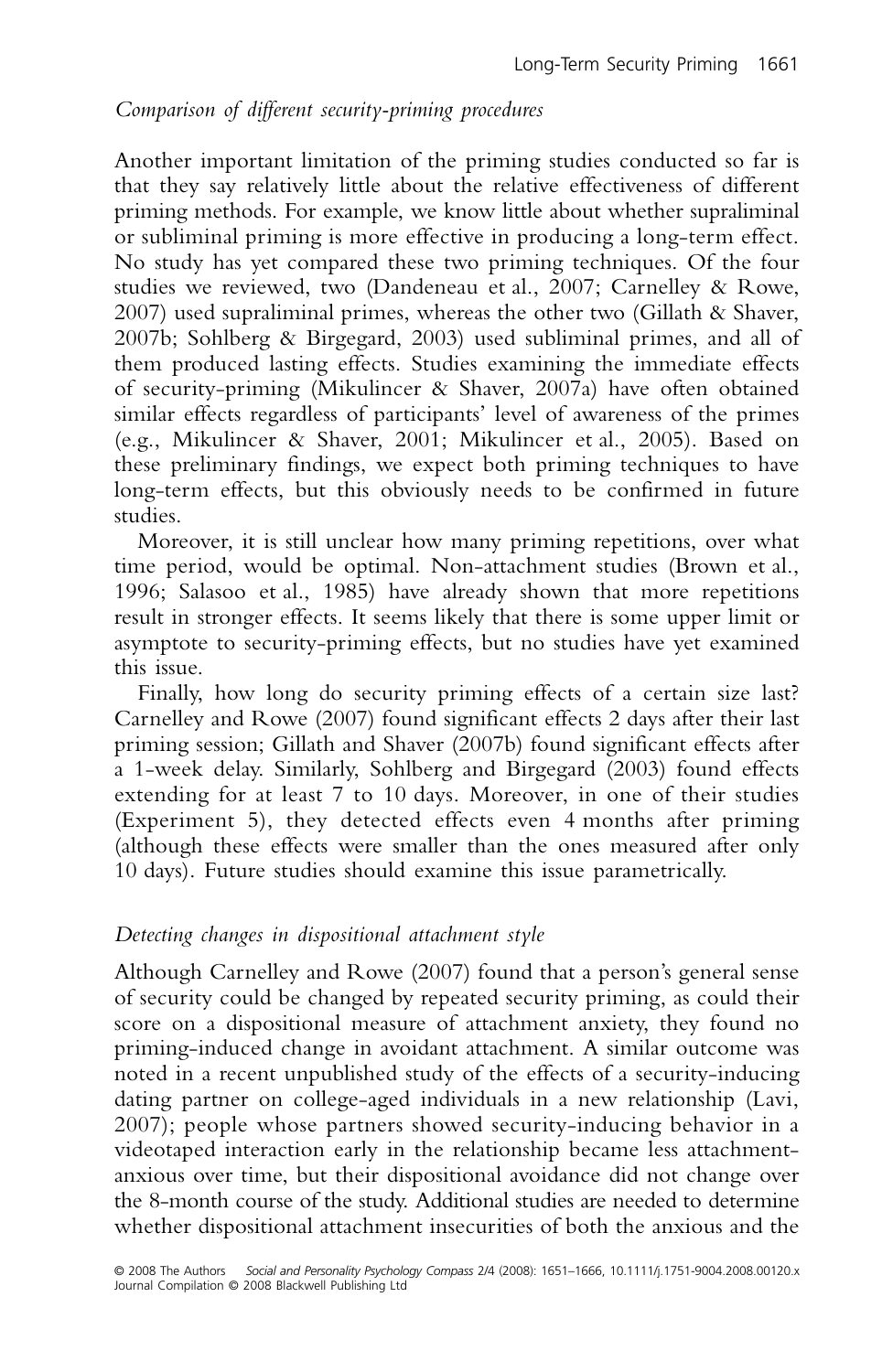*Comparison of different security-priming procedures*

Another important limitation of the priming studies conducted so far is that they say relatively little about the relative effectiveness of different priming methods. For example, we know little about whether supraliminal or subliminal priming is more effective in producing a long-term effect. No study has yet compared these two priming techniques. Of the four studies we reviewed, two (Dandeneau et al., 2007; Carnelley & Rowe, 2007) used supraliminal primes, whereas the other two (Gillath & Shaver, 2007b; Sohlberg & Birgegard, 2003) used subliminal primes, and all of them produced lasting effects. Studies examining the immediate effects of security-priming (Mikulincer & Shaver, 2007a) have often obtained similar effects regardless of participants' level of awareness of the primes (e.g., Mikulincer & Shaver, 2001; Mikulincer et al., 2005). Based on these preliminary findings, we expect both priming techniques to have long-term effects, but this obviously needs to be confirmed in future studies.

Moreover, it is still unclear how many priming repetitions, over what time period, would be optimal. Non-attachment studies (Brown et al., 1996; Salasoo et al., 1985) have already shown that more repetitions result in stronger effects. It seems likely that there is some upper limit or asymptote to security-priming effects, but no studies have yet examined this issue.

Finally, how long do security priming effects of a certain size last? Carnelley and Rowe (2007) found significant effects 2 days after their last priming session; Gillath and Shaver (2007b) found significant effects after a 1-week delay. Similarly, Sohlberg and Birgegard (2003) found effects extending for at least 7 to 10 days. Moreover, in one of their studies (Experiment 5), they detected effects even 4 months after priming (although these effects were smaller than the ones measured after only 10 days). Future studies should examine this issue parametrically.

*Detecting changes in dispositional attachment style*

Although Carnelley and Rowe (2007) found that a person's general sense of security could be changed by repeated security priming, as could their score on a dispositional measure of attachment anxiety, they found no priming-induced change in avoidant attachment. A similar outcome was noted in a recent unpublished study of the effects of a security-inducing dating partner on college-aged individuals in a new relationship (Lavi, 2007); people whose partners showed security-inducing behavior in a videotaped interaction early in the relationship became less attachment-anxious over time, but their dispositional avoidance did not change over the 8-month course of the study. Additional studies are needed to determine whether dispositional attachment insecurities of both the anxious and the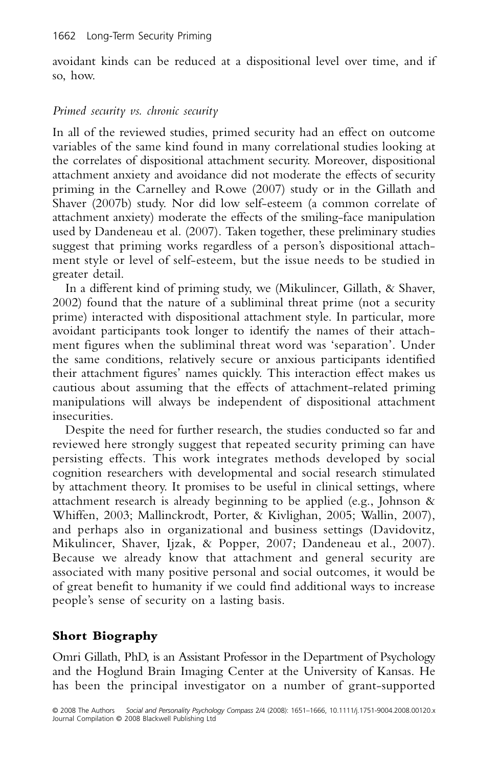avoidant kinds can be reduced at a dispositional level over time, and if so, how.

### *Primed security vs. chronic security*

In all of the reviewed studies, primed security had an effect on outcome variables of the same kind found in many correlational studies looking at the correlates of dispositional attachment security. Moreover, dispositional attachment anxiety and avoidance did not moderate the effects of security priming in the Carnelley and Rowe (2007) study or in the Gillath and Shaver (2007b) study. Nor did low self-esteem (a common correlate of attachment anxiety) moderate the effects of the smiling-face manipulation used by Dandeneau et al. (2007). Taken together, these preliminary studies suggest that priming works regardless of a person's dispositional attachment style or level of self-esteem, but the issue needs to be studied in greater detail.

In a different kind of priming study, we (Mikulincer, Gillath, & Shaver, 2002) found that the nature of a subliminal threat prime (not a security prime) interacted with dispositional attachment style. In particular, more avoidant participants took longer to identify the names of their attachment figures when the subliminal threat word was 'separation'. Under the same conditions, relatively secure or anxious participants identified their attachment figures' names quickly. This interaction effect makes us cautious about assuming that the effects of attachment-related priming manipulations will always be independent of dispositional attachment insecurities.

Despite the need for further research, the studies conducted so far and reviewed here strongly suggest that repeated security priming can have persisting effects. This work integrates methods developed by social cognition researchers with developmental and social research stimulated by attachment theory. It promises to be useful in clinical settings, where attachment research is already beginning to be applied (e.g., Johnson & Whiffen, 2003; Mallinckrodt, Porter, & Kivlighan, 2005; Wallin, 2007), and perhaps also in organizational and business settings (Davidovitz, Mikulincer, Shaver, Ijzak, & Popper, 2007; Dandeneau et al., 2007). Because we already know that attachment and general security are associated with many positive personal and social outcomes, it would be of great benefit to humanity if we could find additional ways to increase people's sense of security on a lasting basis.

## **Short Biography**

Omri Gillath, PhD, is an Assistant Professor in the Department of Psychology and the Hoglund Brain Imaging Center at the University of Kansas. He has been the principal investigator on a number of grant-supported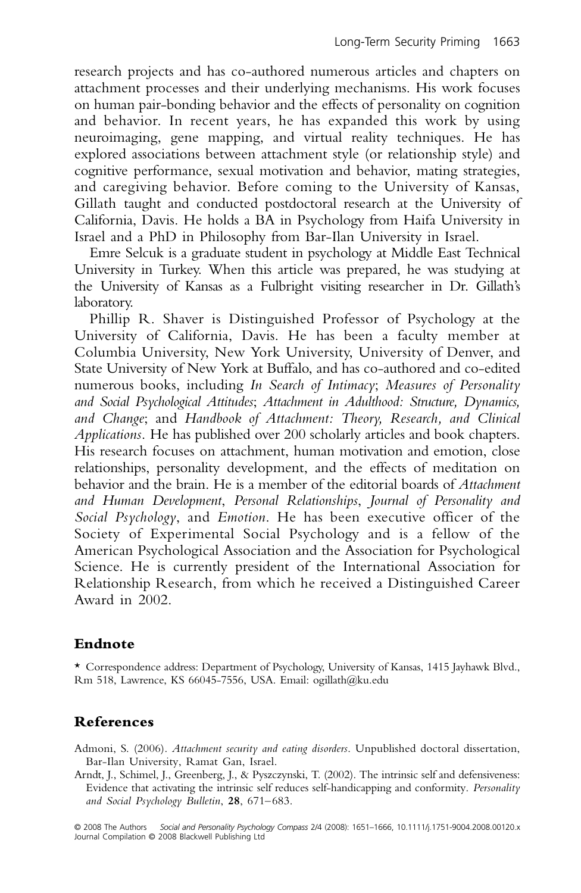research projects and has co-authored numerous articles and chapters on attachment processes and their underlying mechanisms. His work focuses on human pair-bonding behavior and the effects of personality on cognition and behavior. In recent years, he has expanded this work by using neuroimaging, gene mapping, and virtual reality techniques. He has explored associations between attachment style (or relationship style) and cognitive performance, sexual motivation and behavior, mating strategies, and caregiving behavior. Before coming to the University of Kansas, Gillath taught and conducted postdoctoral research at the University of California, Davis. He holds a BA in Psychology from Haifa University in Israel and a PhD in Philosophy from Bar-Ilan University in Israel.

Emre Selcuk is a graduate student in psychology at Middle East Technical University in Turkey. When this article was prepared, he was studying at the University of Kansas as a Fulbright visiting researcher in Dr. Gillath's laboratory.

Phillip R. Shaver is Distinguished Professor of Psychology at the University of California, Davis. He has been a faculty member at Columbia University, New York University, University of Denver, and State University of New York at Buffalo, and has co-authored and co-edited numerous books, including *In Search of Intimacy*; *Measures of Personality and Social Psychological Attitudes*; *Attachment in Adulthood: Structure, Dynamics, and Change*; and *Handbook of Attachment: Theory, Research, and Clinical Applications*. He has published over 200 scholarly articles and book chapters. His research focuses on attachment, human motivation and emotion, close relationships, personality development, and the effects of meditation on behavior and the brain. He is a member of the editorial boards of *Attachment and Human Development*, *Personal Relationships*, *Journal of Personality and Social Psychology*, and *Emotion*. He has been executive officer of the Society of Experimental Social Psychology and is a fellow of the American Psychological Association and the Association for Psychological Science. He is currently president of the International Association for Relationship Research, from which he received a Distinguished Career Award in 2002.

## Endnote

* Correspondence address: Department of Psychology, University of Kansas, 1415 Jayhawk Blvd., Rm 518, Lawrence, KS 66045-7556, USA. Email: ogillath@ku.edu

## References

Admoni, S. (2006). *Attachment security and eating disorders*. Unpublished doctoral dissertation, Bar-Ilan University, Ramat Gan, Israel.

Arndt, J., Schimel, J., Greenberg, J., & Pyszczynski, T. (2002). The intrinsic self and defensiveness: Evidence that activating the intrinsic self reduces self-handicapping and conformity. *Personality and Social Psychology Bulletin*, **28**, 671–683.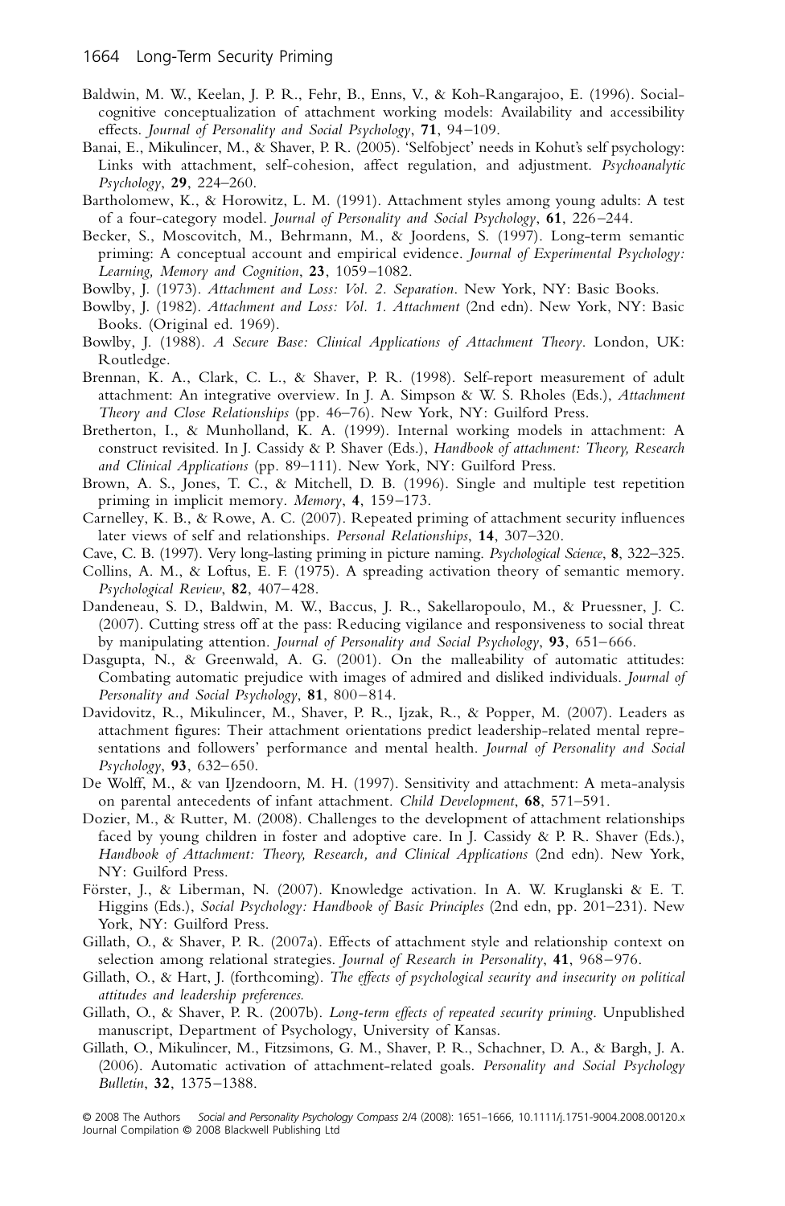Baldwin, M. W., Keelan, J. P. R., Fehr, B., Enns, V., & Koh-Rangarajoo, E. (1996). Social-cognitive conceptualization of attachment working models: Availability and accessibility effects. *Journal of Personality and Social Psychology*, **71**, 94–109.

Banai, E., Mikulincer, M., & Shaver, P. R. (2005). 'Selfobject' needs in Kohut's self psychology: Links with attachment, self-cohesion, affect regulation, and adjustment. *Psychoanalytic Psychology*, **29**, 224–260.

Bartholomew, K., & Horowitz, L. M. (1991). Attachment styles among young adults: A test of a four-category model. *Journal of Personality and Social Psychology*, **61**, 226–244.

Becker, S., Moscovitch, M., Behrmann, M., & Joordens, S. (1997). Long-term semantic priming: A conceptual account and empirical evidence. *Journal of Experimental Psychology: Learning, Memory and Cognition*, **23**, 1059–1082.

Bowlby, J. (1973). *Attachment and Loss: Vol. 2. Separation*. New York, NY: Basic Books.

Bowlby, J. (1982). *Attachment and Loss: Vol. 1. Attachment* (2nd edn). New York, NY: Basic Books. (Original ed. 1969).

Bowlby, J. (1988). *A Secure Base: Clinical Applications of Attachment Theory*. London, UK: Routledge.

Brennan, K. A., Clark, C. L., & Shaver, P. R. (1998). Self-report measurement of adult attachment: An integrative overview. In J. A. Simpson & W. S. Rholes (Eds.), *Attachment Theory and Close Relationships* (pp. 46–76). New York, NY: Guilford Press.

Bretherton, I., & Munholland, K. A. (1999). Internal working models in attachment: A construct revisited. In J. Cassidy & P. Shaver (Eds.), *Handbook of attachment: Theory, Research and Clinical Applications* (pp. 89–111). New York, NY: Guilford Press.

Brown, A. S., Jones, T. C., & Mitchell, D. B. (1996). Single and multiple test repetition priming in implicit memory. *Memory*, **4**, 159–173.

Carnelley, K. B., & Rowe, A. C. (2007). Repeated priming of attachment security influences later views of self and relationships. *Personal Relationships*, **14**, 307–320.

Cave, C. B. (1997). Very long-lasting priming in picture naming. *Psychological Science*, **8**, 322–325.

Collins, A. M., & Loftus, E. F. (1975). A spreading activation theory of semantic memory. *Psychological Review*, **82**, 407–428.

Dandeneau, S. D., Baldwin, M. W., Baccus, J. R., Sakellaropoulo, M., & Pruessner, J. C. (2007). Cutting stress off at the pass: Reducing vigilance and responsiveness to social threat by manipulating attention. *Journal of Personality and Social Psychology*, **93**, 651–666.

Dasgupta, N., & Greenwald, A. G. (2001). On the malleability of automatic attitudes: Combating automatic prejudice with images of admired and disliked individuals. *Journal of Personality and Social Psychology*, **81**, 800–814.

Davidovitz, R., Mikulincer, M., Shaver, P. R., Ijzak, R., & Popper, M. (2007). Leaders as attachment figures: Their attachment orientations predict leadership-related mental representations and followers' performance and mental health. *Journal of Personality and Social Psychology*, **93**, 632–650.

De Wolff, M., & van IJzendoorn, M. H. (1997). Sensitivity and attachment: A meta-analysis on parental antecedents of infant attachment. *Child Development*, **68**, 571–591.

Dozier, M., & Rutter, M. (2008). Challenges to the development of attachment relationships faced by young children in foster and adoptive care. In J. Cassidy & P. R. Shaver (Eds.), *Handbook of Attachment: Theory, Research, and Clinical Applications* (2nd edn). New York, NY: Guilford Press.

Förster, J., & Liberman, N. (2007). Knowledge activation. In A. W. Kruglanski & E. T. Higgins (Eds.), *Social Psychology: Handbook of Basic Principles* (2nd edn, pp. 201–231). New York, NY: Guilford Press.

Gillath, O., & Shaver, P. R. (2007a). Effects of attachment style and relationship context on selection among relational strategies. *Journal of Research in Personality*, **41**, 968–976.

Gillath, O., & Hart, J. (forthcoming). *The effects of psychological security and insecurity on political attitudes and leadership preferences.*

Gillath, O., & Shaver, P. R. (2007b). *Long-term effects of repeated security priming*. Unpublished manuscript, Department of Psychology, University of Kansas.

Gillath, O., Mikulincer, M., Fitzsimons, G. M., Shaver, P. R., Schachner, D. A., & Bargh, J. A. (2006). Automatic activation of attachment-related goals. *Personality and Social Psychology Bulletin*, **32**, 1375–1388.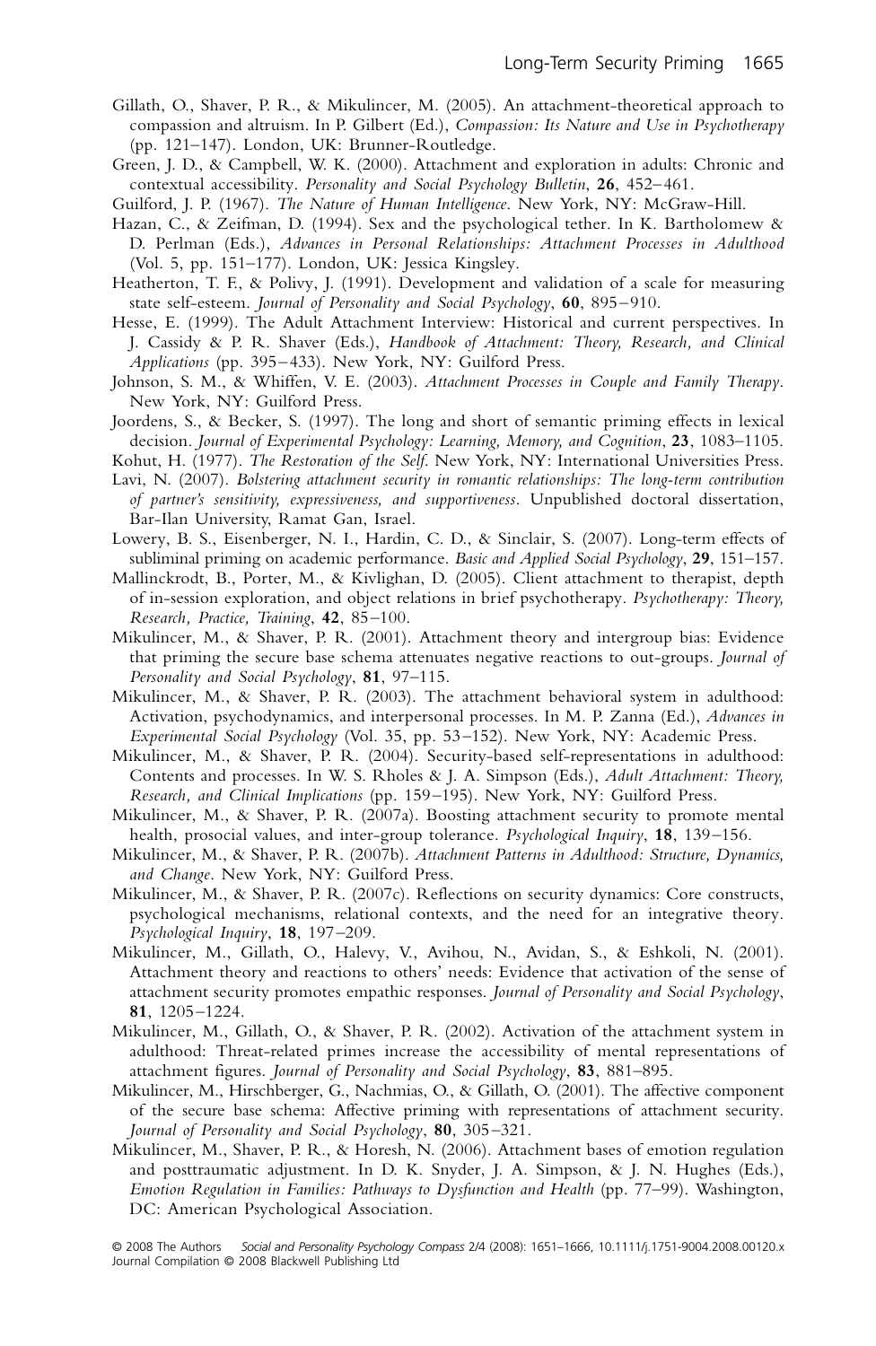Gillath, O., Shaver, P. R., & Mikulincer, M. (2005). An attachment-theoretical approach to compassion and altruism. In P. Gilbert (Ed.), *Compassion: Its Nature and Use in Psychotherapy* (pp. 121–147). London, UK: Brunner-Routledge.

Green, J. D., & Campbell, W. K. (2000). Attachment and exploration in adults: Chronic and contextual accessibility. *Personality and Social Psychology Bulletin*, **26**, 452–461.

Guilford, J. P. (1967). *The Nature of Human Intelligence*. New York, NY: McGraw-Hill.

Hazan, C., & Zeifman, D. (1994). Sex and the psychological tether. In K. Bartholomew & D. Perlman (Eds.), *Advances in Personal Relationships: Attachment Processes in Adulthood* (Vol. 5, pp. 151–177). London, UK: Jessica Kingsley.

Heatherton, T. F., & Polivy, J. (1991). Development and validation of a scale for measuring state self-esteem. *Journal of Personality and Social Psychology*, **60**, 895–910.

Hesse, E. (1999). The Adult Attachment Interview: Historical and current perspectives. In J. Cassidy & P. R. Shaver (Eds.), *Handbook of Attachment: Theory, Research, and Clinical Applications* (pp. 395–433). New York, NY: Guilford Press.

Johnson, S. M., & Whiffen, V. E. (2003). *Attachment Processes in Couple and Family Therapy*. New York, NY: Guilford Press.

Joordens, S., & Becker, S. (1997). The long and short of semantic priming effects in lexical decision. *Journal of Experimental Psychology: Learning, Memory, and Cognition*, **23**, 1083–1105.

Kohut, H. (1977). *The Restoration of the Self*. New York, NY: International Universities Press.

Lavi, N. (2007). *Bolstering attachment security in romantic relationships: The long-term contribution of partner's sensitivity, expressiveness, and supportiveness*. Unpublished doctoral dissertation, Bar-Ilan University, Ramat Gan, Israel.

Lowery, B. S., Eisenberger, N. I., Hardin, C. D., & Sinclair, S. (2007). Long-term effects of subliminal priming on academic performance. *Basic and Applied Social Psychology*, **29**, 151–157.

Mallinckrodt, B., Porter, M., & Kivlighan, D. (2005). Client attachment to therapist, depth of in-session exploration, and object relations in brief psychotherapy. *Psychotherapy: Theory, Research, Practice, Training*, **42**, 85–100.

Mikulincer, M., & Shaver, P. R. (2001). Attachment theory and intergroup bias: Evidence that priming the secure base schema attenuates negative reactions to out-groups. *Journal of Personality and Social Psychology*, **81**, 97–115.

Mikulincer, M., & Shaver, P. R. (2003). The attachment behavioral system in adulthood: Activation, psychodynamics, and interpersonal processes. In M. P. Zanna (Ed.), *Advances in Experimental Social Psychology* (Vol. 35, pp. 53–152). New York, NY: Academic Press.

Mikulincer, M., & Shaver, P. R. (2004). Security-based self-representations in adulthood: Contents and processes. In W. S. Rholes & J. A. Simpson (Eds.), *Adult Attachment: Theory, Research, and Clinical Implications* (pp. 159–195). New York, NY: Guilford Press.

Mikulincer, M., & Shaver, P. R. (2007a). Boosting attachment security to promote mental health, prosocial values, and inter-group tolerance. *Psychological Inquiry*, **18**, 139–156.

Mikulincer, M., & Shaver, P. R. (2007b). *Attachment Patterns in Adulthood: Structure, Dynamics, and Change*. New York, NY: Guilford Press.

Mikulincer, M., & Shaver, P. R. (2007c). Reflections on security dynamics: Core constructs, psychological mechanisms, relational contexts, and the need for an integrative theory. *Psychological Inquiry*, **18**, 197–209.

Mikulincer, M., Gillath, O., Halevy, V., Avihou, N., Avidan, S., & Eshkoli, N. (2001). Attachment theory and reactions to others' needs: Evidence that activation of the sense of attachment security promotes empathic responses. *Journal of Personality and Social Psychology*, **81**, 1205–1224.

Mikulincer, M., Gillath, O., & Shaver, P. R. (2002). Activation of the attachment system in adulthood: Threat-related primes increase the accessibility of mental representations of attachment figures. *Journal of Personality and Social Psychology*, **83**, 881–895.

Mikulincer, M., Hirschberger, G., Nachmias, O., & Gillath, O. (2001). The affective component of the secure base schema: Affective priming with representations of attachment security. *Journal of Personality and Social Psychology*, **80**, 305–321.

Mikulincer, M., Shaver, P. R., & Horesh, N. (2006). Attachment bases of emotion regulation and posttraumatic adjustment. In D. K. Snyder, J. A. Simpson, & J. N. Hughes (Eds.), *Emotion Regulation in Families: Pathways to Dysfunction and Health* (pp. 77–99). Washington, DC: American Psychological Association.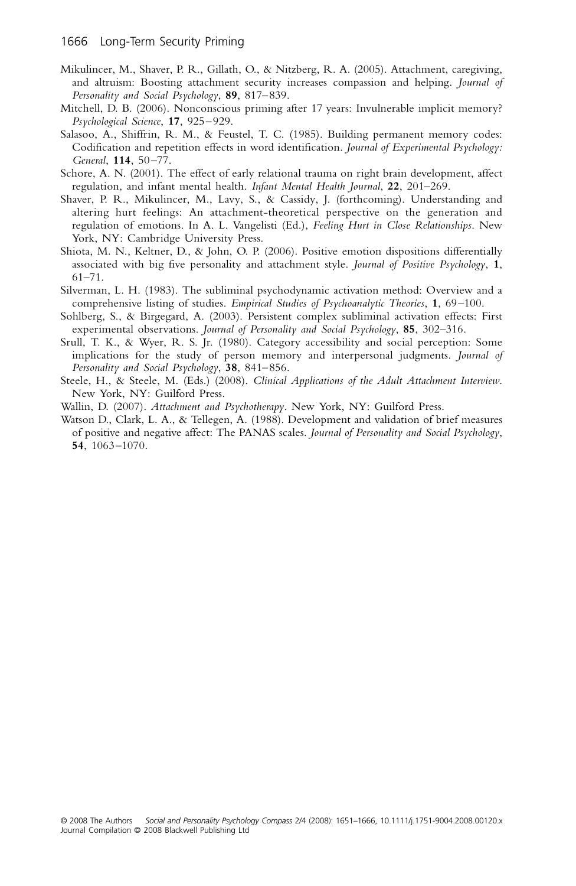Mikulincer, M., Shaver, P. R., Gillath, O., & Nitzberg, R. A. (2005). Attachment, caregiving, and altruism: Boosting attachment security increases compassion and helping. *Journal of Personality and Social Psychology*, **89**, 817–839.

Mitchell, D. B. (2006). Nonconscious priming after 17 years: Invulnerable implicit memory? *Psychological Science*, **17**, 925–929.

Salasoo, A., Shiffrin, R. M., & Feustel, T. C. (1985). Building permanent memory codes: Codification and repetition effects in word identification. *Journal of Experimental Psychology: General*, **114**, 50–77.

Schore, A. N. (2001). The effect of early relational trauma on right brain development, affect regulation, and infant mental health. *Infant Mental Health Journal*, **22**, 201–269.

Shaver, P. R., Mikulincer, M., Lavy, S., & Cassidy, J. (forthcoming). Understanding and altering hurt feelings: An attachment-theoretical perspective on the generation and regulation of emotions. In A. L. Vangelisti (Ed.), *Feeling Hurt in Close Relationships*. New York, NY: Cambridge University Press.

Shiota, M. N., Keltner, D., & John, O. P. (2006). Positive emotion dispositions differentially associated with big five personality and attachment style. *Journal of Positive Psychology*, **1**, 61–71.

Silverman, L. H. (1983). The subliminal psychodynamic activation method: Overview and a comprehensive listing of studies. *Empirical Studies of Psychoanalytic Theories*, **1**, 69–100.

Sohlberg, S., & Birgegard, A. (2003). Persistent complex subliminal activation effects: First experimental observations. *Journal of Personality and Social Psychology*, **85**, 302–316.

Srull, T. K., & Wyer, R. S. Jr. (1980). Category accessibility and social perception: Some implications for the study of person memory and interpersonal judgments. *Journal of Personality and Social Psychology*, **38**, 841–856.

Steele, H., & Steele, M. (Eds.) (2008). *Clinical Applications of the Adult Attachment Interview*. New York, NY: Guilford Press.

Wallin, D. (2007). *Attachment and Psychotherapy*. New York, NY: Guilford Press.

Watson D., Clark, L. A., & Tellegen, A. (1988). Development and validation of brief measures of positive and negative affect: The PANAS scales. *Journal of Personality and Social Psychology*, **54**, 1063–1070.